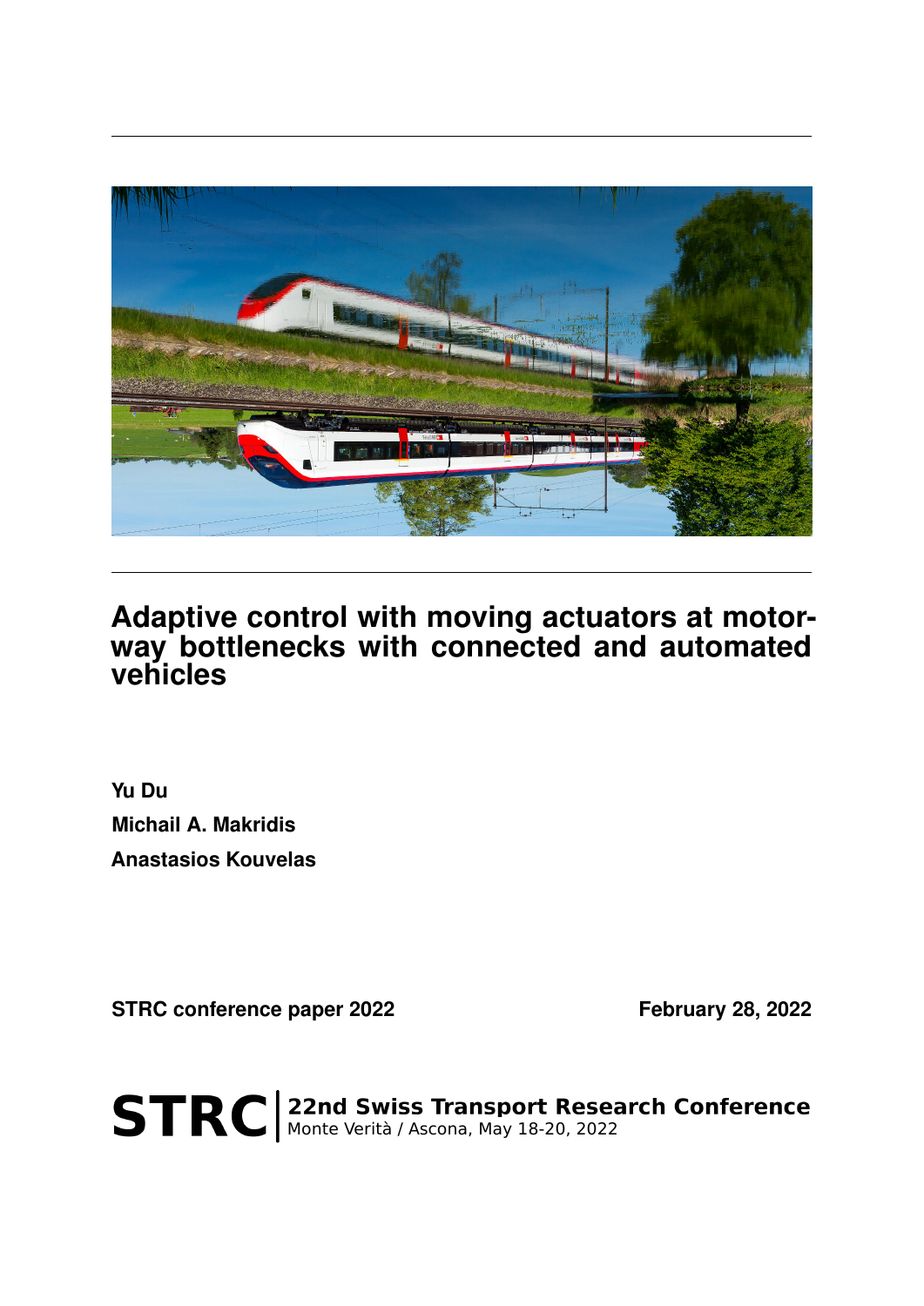# Adaptive control with moving actuators at motorway bottlenecks with connected and automated vehicles

**Yu Du**

**Michail A. Makridis**

**Anastasios Kouvelas**

**STRC conference paper 2022** **February 28, 2022**

**STRC** | **22nd Swiss Transport Research Conference**
Monte Verità / Ascona, May 18-20, 2022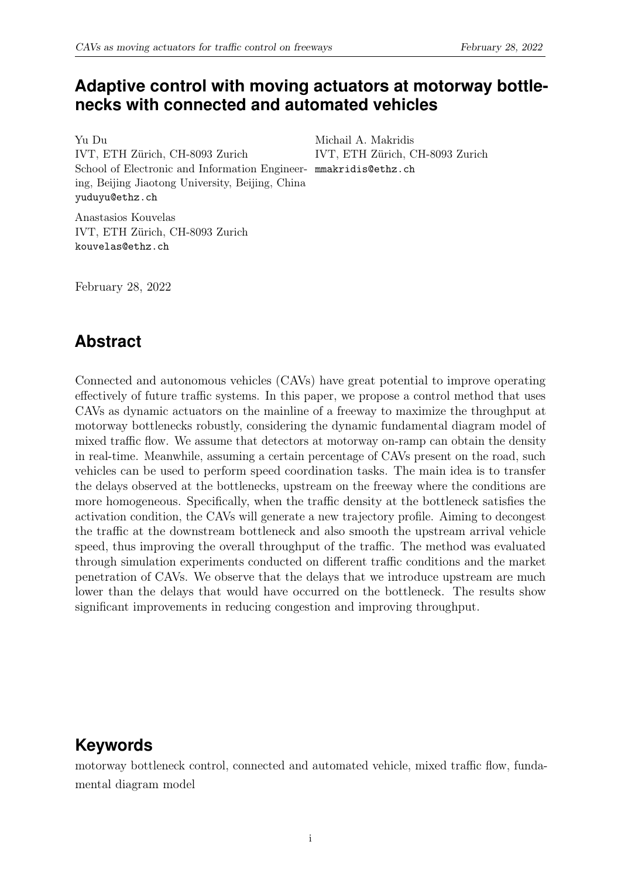# Adaptive control with moving actuators at motorway bottlenecks with connected and automated vehicles

Yu Du
IVT, ETH Zürich, CH-8093 Zurich
School of Electronic and Information Engineering, Beijing Jiaotong University, Beijing, China
yuduyu@ethz.ch

Michail A. Makridis
IVT, ETH Zürich, CH-8093 Zurich
mmakridis@ethz.ch

Anastasios Kouvelas
IVT, ETH Zürich, CH-8093 Zurich
kouvelas@ethz.ch

February 28, 2022

## Abstract

Connected and autonomous vehicles (CAVs) have great potential to improve operating effectively of future traffic systems. In this paper, we propose a control method that uses CAVs as dynamic actuators on the mainline of a freeway to maximize the throughput at motorway bottlenecks robustly, considering the dynamic fundamental diagram model of mixed traffic flow. We assume that detectors at motorway on-ramp can obtain the density in real-time. Meanwhile, assuming a certain percentage of CAVs present on the road, such vehicles can be used to perform speed coordination tasks. The main idea is to transfer the delays observed at the bottlenecks, upstream on the freeway where the conditions are more homogeneous. Specifically, when the traffic density at the bottleneck satisfies the activation condition, the CAVs will generate a new trajectory profile. Aiming to decongest the traffic at the downstream bottleneck and also smooth the upstream arrival vehicle speed, thus improving the overall throughput of the traffic. The method was evaluated through simulation experiments conducted on different traffic conditions and the market penetration of CAVs. We observe that the delays that we introduce upstream are much lower than the delays that would have occurred on the bottleneck. The results show significant improvements in reducing congestion and improving throughput.

## Keywords

motorway bottleneck control, connected and automated vehicle, mixed traffic flow, fundamental diagram model